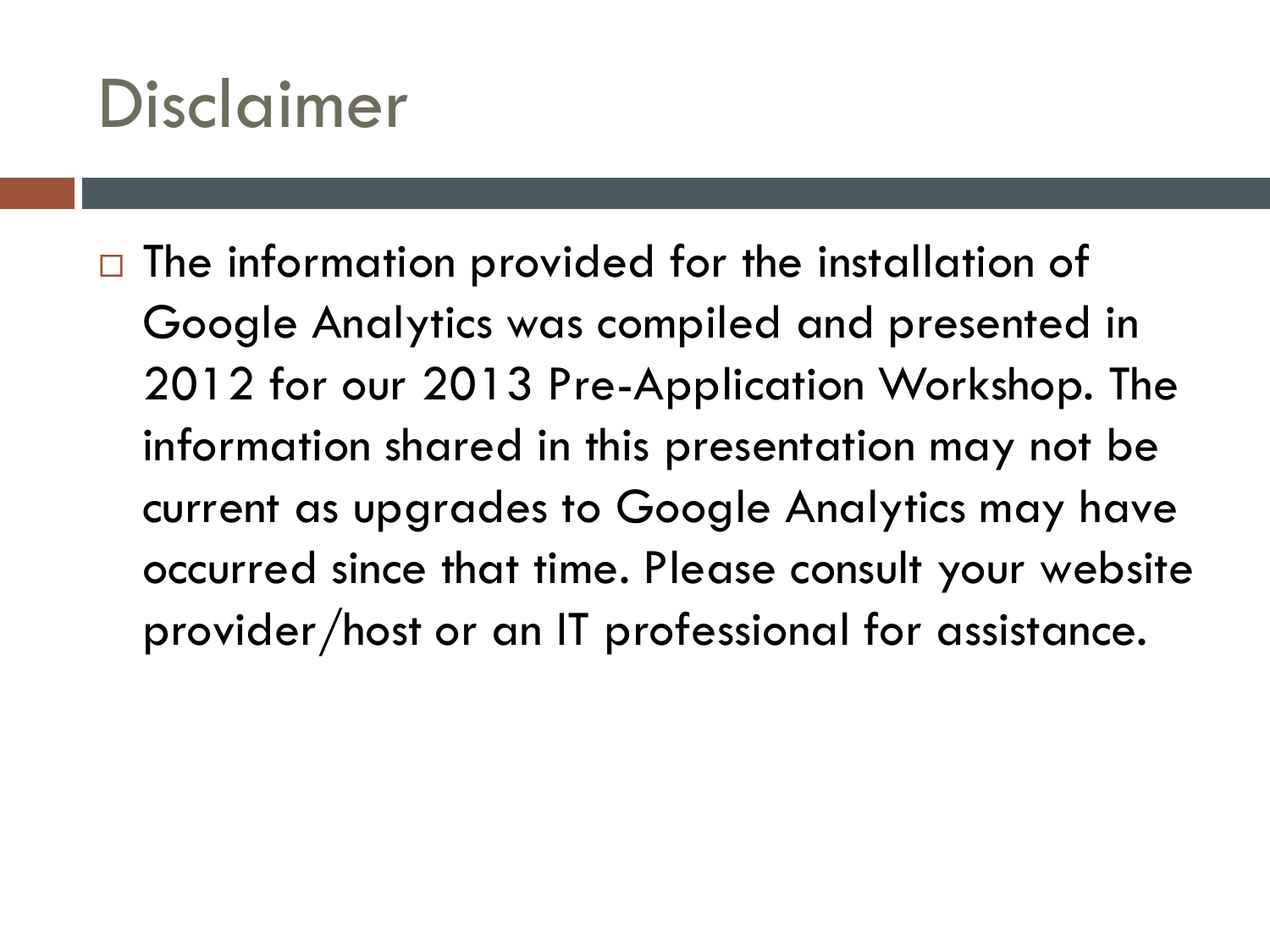# Disclaimer

- The information provided for the installation of Google Analytics was compiled and presented in 2012 for our 2013 Pre-Application Workshop. The information shared in this presentation may not be current as upgrades to Google Analytics may have occurred since that time. Please consult your website provider/host or an IT professional for assistance.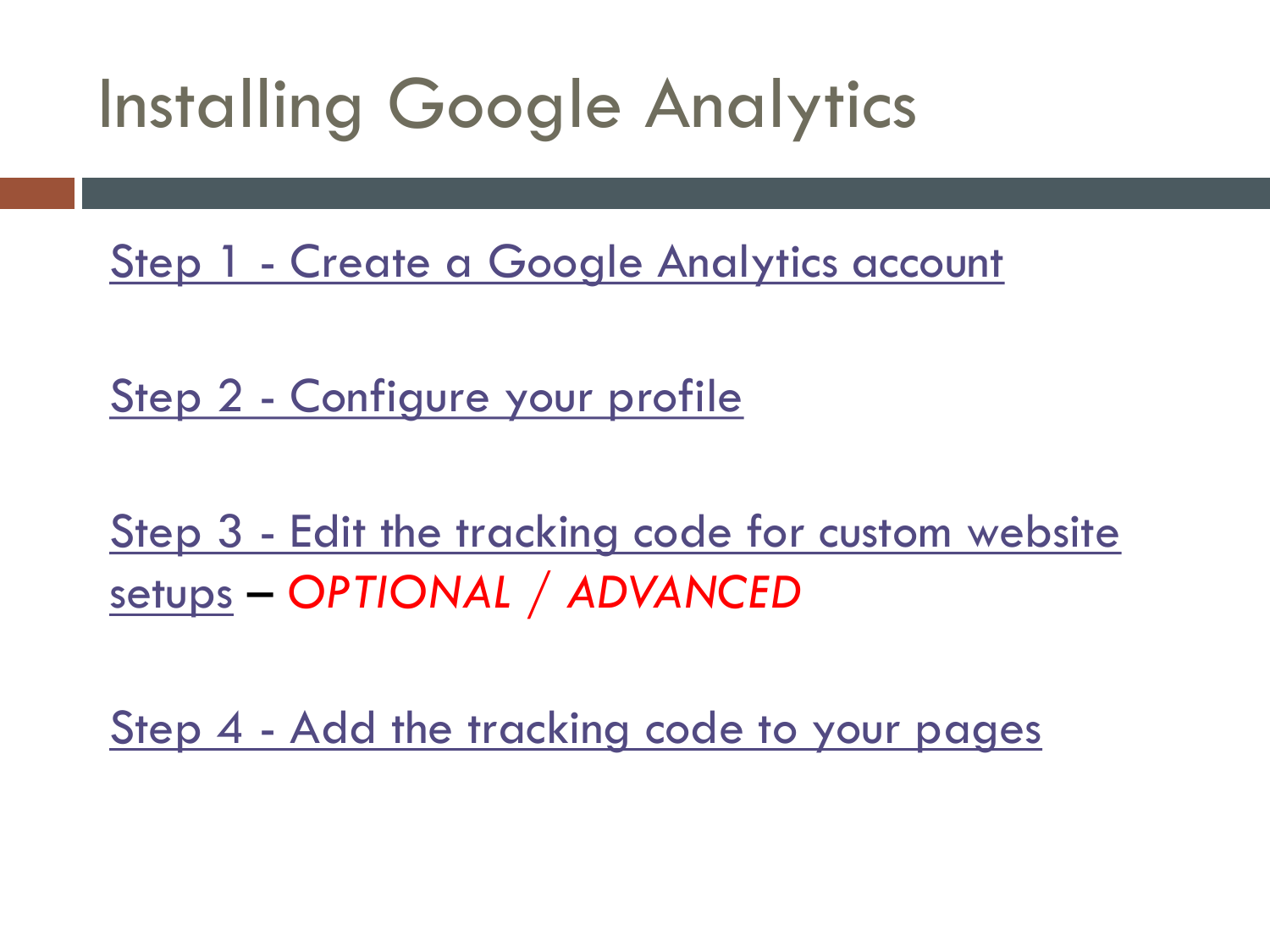# Installing Google Analytics

Step 1 - Create a Google Analytics account

Step 2 - Configure your profile

Step 3 - Edit the tracking code for custom website setups – *OPTIONAL / ADVANCED*

Step 4 - Add the tracking code to your pages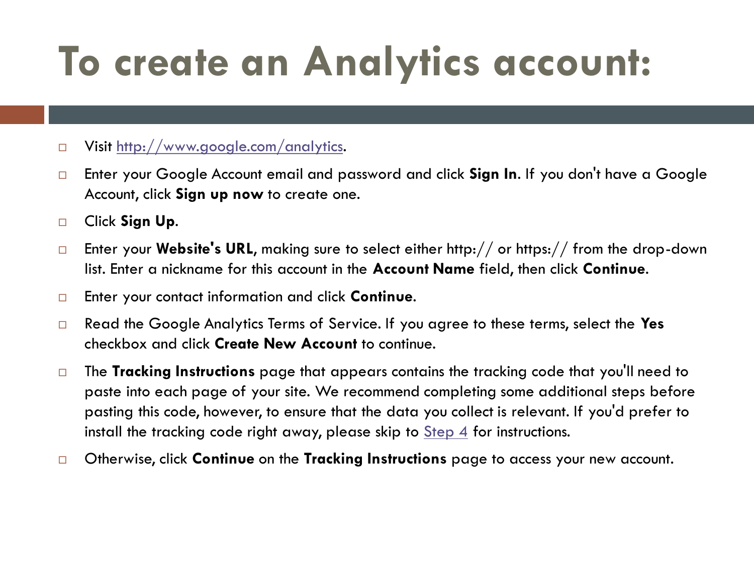# To create an Analytics account:

- Visit [http://www.google.com/analytics](http://www.google.com/analytics).
- Enter your Google Account email and password and click **Sign In**. If you don't have a Google Account, click **Sign up now** to create one.
- Click **Sign Up**.
- Enter your **Website's URL**, making sure to select either http:// or https:// from the drop-down list. Enter a nickname for this account in the **Account Name** field, then click **Continue**.
- Enter your contact information and click **Continue**.
- Read the Google Analytics Terms of Service. If you agree to these terms, select the **Yes** checkbox and click **Create New Account** to continue.
- The **Tracking Instructions** page that appears contains the tracking code that you'll need to paste into each page of your site. We recommend completing some additional steps before pasting this code, however, to ensure that the data you collect is relevant. If you'd prefer to install the tracking code right away, please skip to Step 4 for instructions.
- Otherwise, click **Continue** on the **Tracking Instructions** page to access your new account.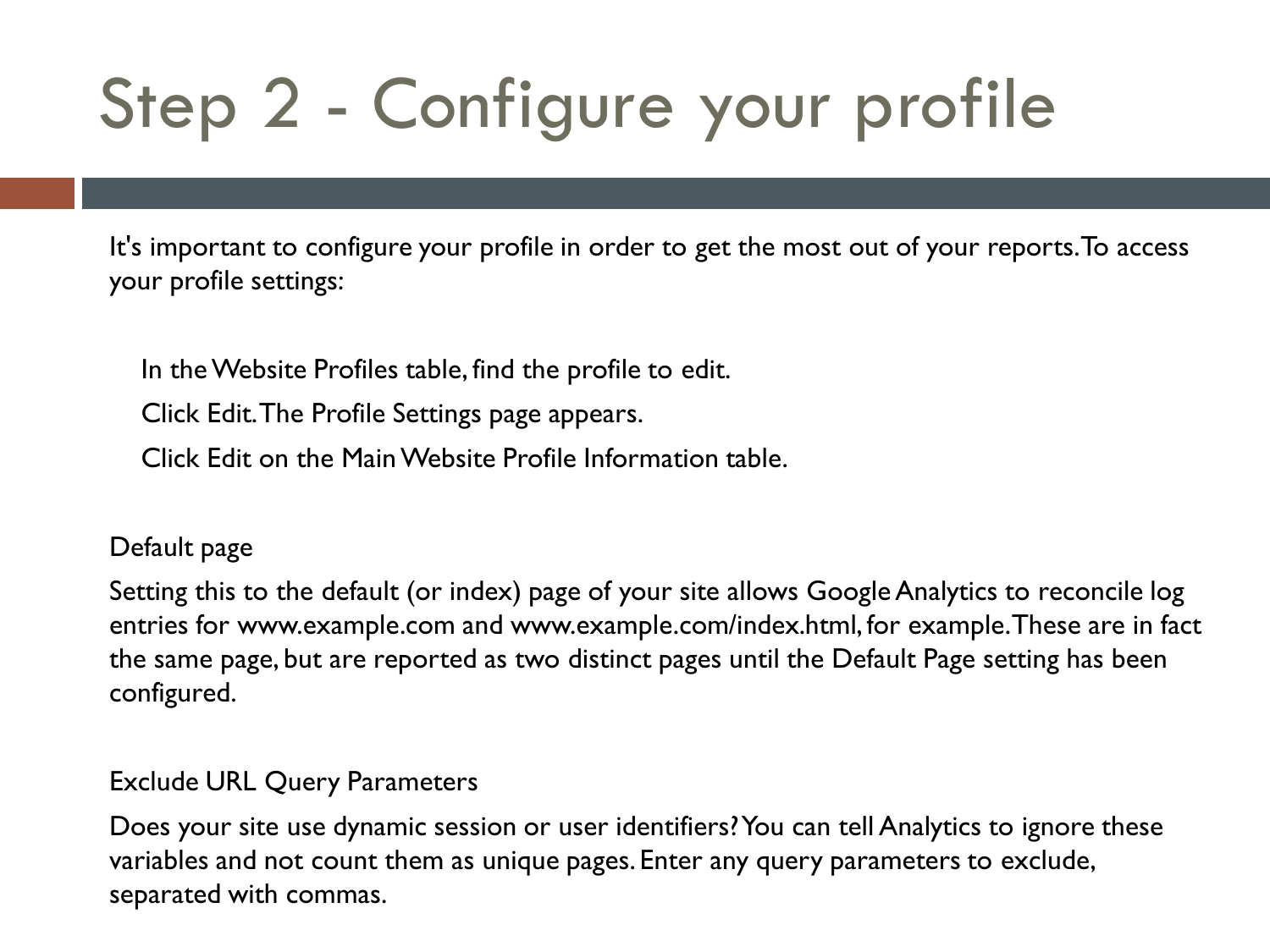# Step 2 - Configure your profile

It's important to configure your profile in order to get the most out of your reports. To access your profile settings:

- In the Website Profiles table, find the profile to edit.
- Click Edit. The Profile Settings page appears.
- Click Edit on the Main Website Profile Information table.

Default page

Setting this to the default (or index) page of your site allows Google Analytics to reconcile log entries for www.example.com and www.example.com/index.html, for example. These are in fact the same page, but are reported as two distinct pages until the Default Page setting has been configured.

Exclude URL Query Parameters

Does your site use dynamic session or user identifiers? You can tell Analytics to ignore these variables and not count them as unique pages. Enter any query parameters to exclude, separated with commas.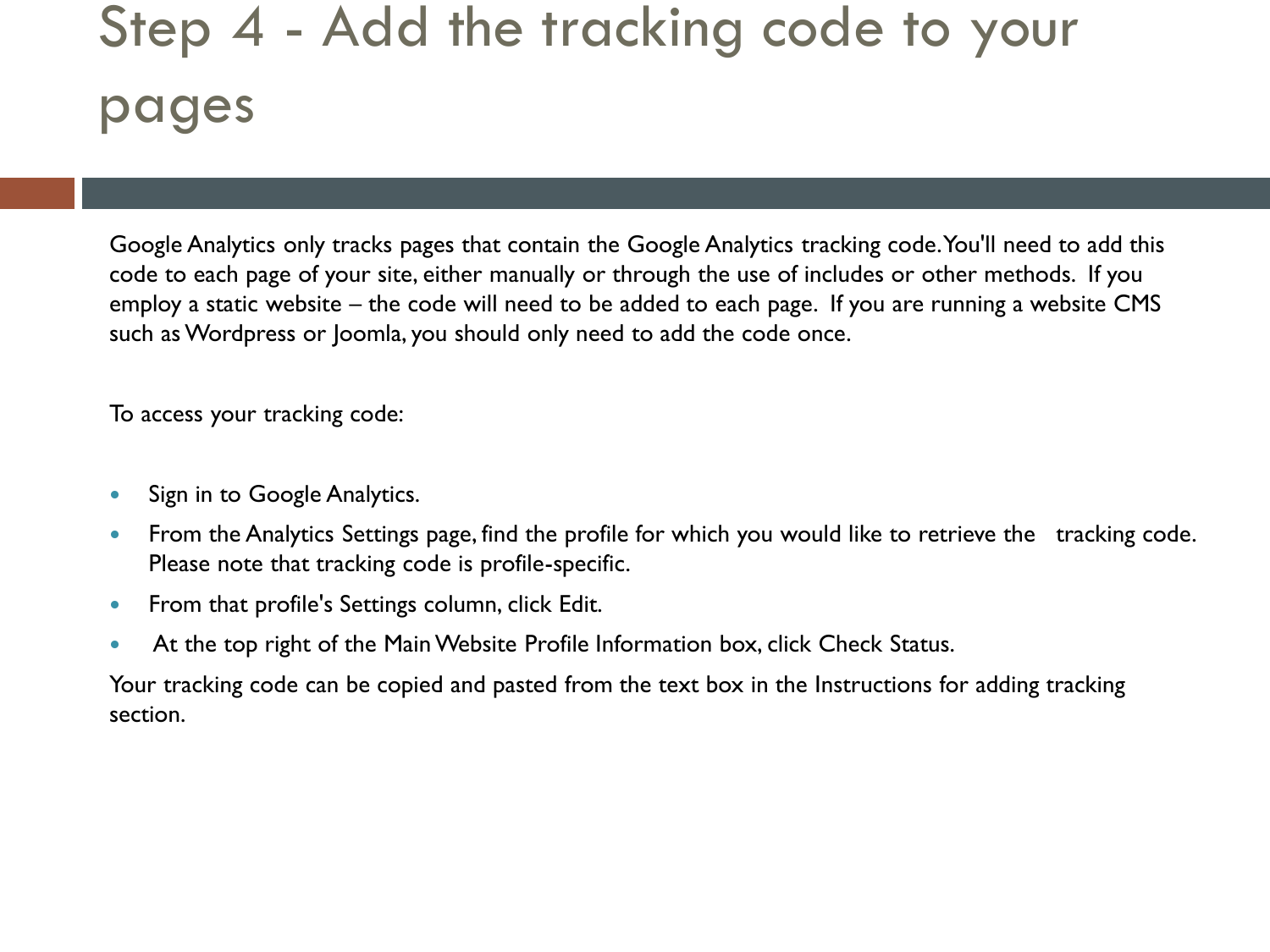# Step 4 - Add the tracking code to your pages

Google Analytics only tracks pages that contain the Google Analytics tracking code. You'll need to add this code to each page of your site, either manually or through the use of includes or other methods. If you employ a static website – the code will need to be added to each page. If you are running a website CMS such as Wordpress or Joomla, you should only need to add the code once.

To access your tracking code:

- Sign in to Google Analytics.
- From the Analytics Settings page, find the profile for which you would like to retrieve the tracking code. Please note that tracking code is profile-specific.
- From that profile's Settings column, click Edit.
- At the top right of the Main Website Profile Information box, click Check Status.

Your tracking code can be copied and pasted from the text box in the Instructions for adding tracking section.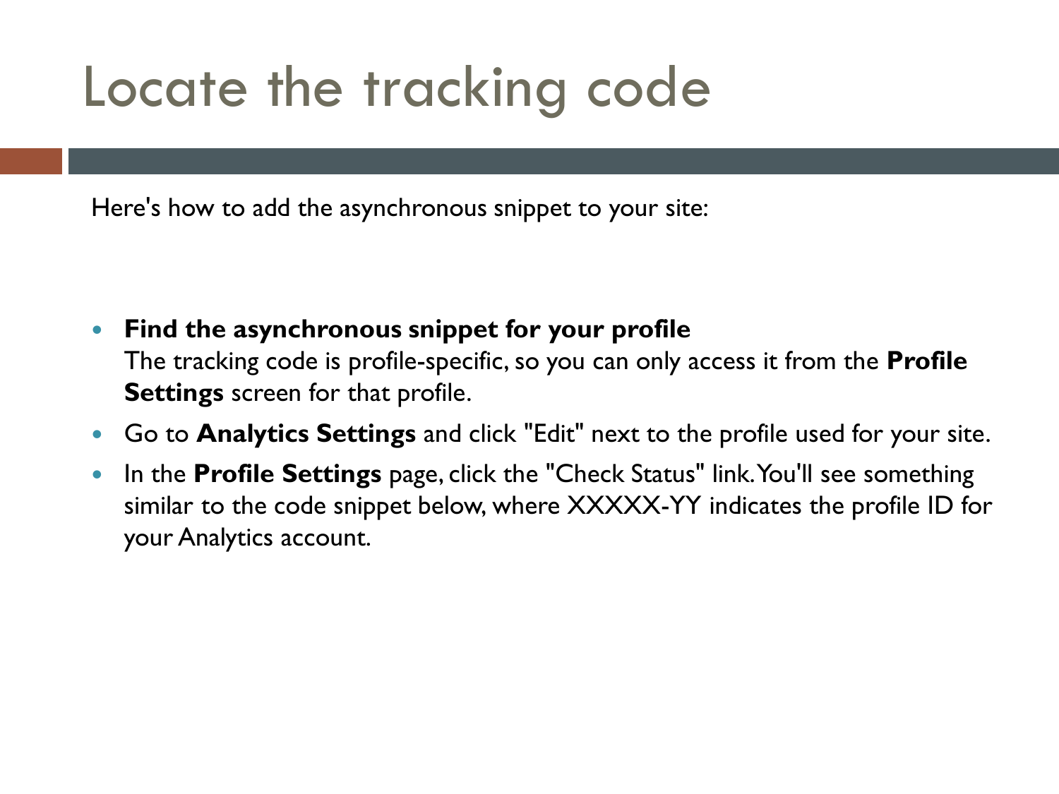# Locate the tracking code

Here's how to add the asynchronous snippet to your site:

- **Find the asynchronous snippet for your profile**
  The tracking code is profile-specific, so you can only access it from the **Profile Settings** screen for that profile.
- Go to **Analytics Settings** and click "Edit" next to the profile used for your site.
- In the **Profile Settings** page, click the "Check Status" link. You'll see something similar to the code snippet below, where XXXXX-YY indicates the profile ID for your Analytics account.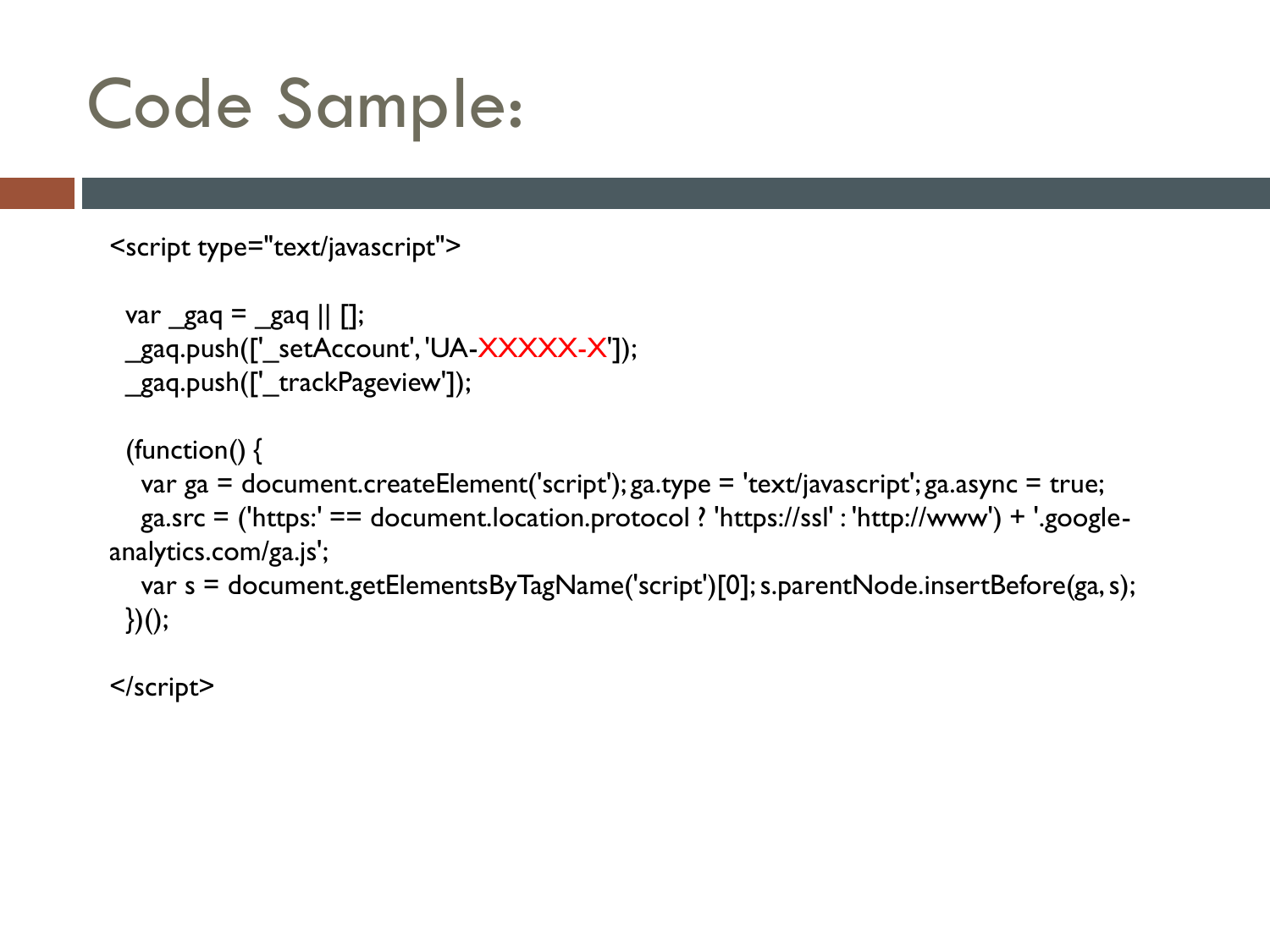# Code Sample:

```
<script type="text/javascript">

  var _gaq = _gaq || [];
  _gaq.push(['_setAccount', 'UA-XXXXX-X']);
  _gaq.push(['_trackPageview']);

  (function() {
    var ga = document.createElement('script'); ga.type = 'text/javascript'; ga.async = true;
    ga.src = ('https:' == document.location.protocol ? 'https://ssl' : 'http://www') + '.google-analytics.com/ga.js';
    var s = document.getElementsByTagName('script')[0]; s.parentNode.insertBefore(ga, s);
  })();

</script>
```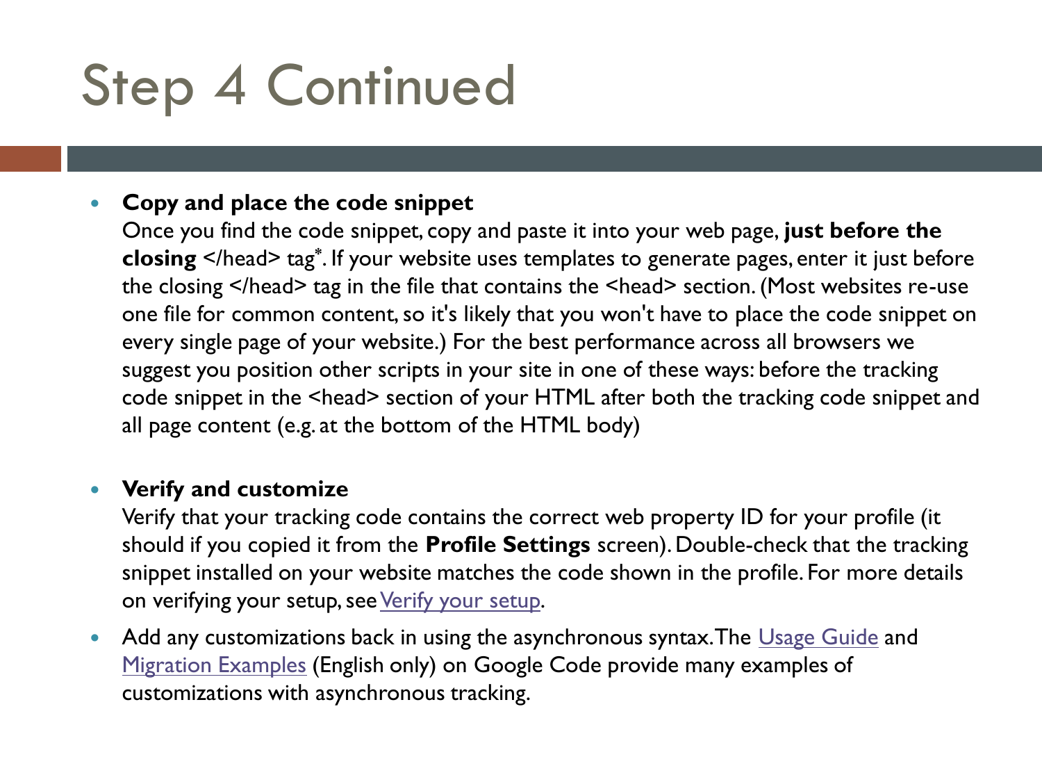# Step 4 Continued

- **Copy and place the code snippet**
  Once you find the code snippet, copy and paste it into your web page, **just before the closing** </head> tag*. If your website uses templates to generate pages, enter it just before the closing </head> tag in the file that contains the <head> section. (Most websites re-use one file for common content, so it's likely that you won't have to place the code snippet on every single page of your website.) For the best performance across all browsers we suggest you position other scripts in your site in one of these ways: before the tracking code snippet in the <head> section of your HTML after both the tracking code snippet and all page content (e.g. at the bottom of the HTML body)

- **Verify and customize**
  Verify that your tracking code contains the correct web property ID for your profile (it should if you copied it from the **Profile Settings** screen). Double-check that the tracking snippet installed on your website matches the code shown in the profile. For more details on verifying your setup, see Verify your setup.

- Add any customizations back in using the asynchronous syntax. The Usage Guide and Migration Examples (English only) on Google Code provide many examples of customizations with asynchronous tracking.